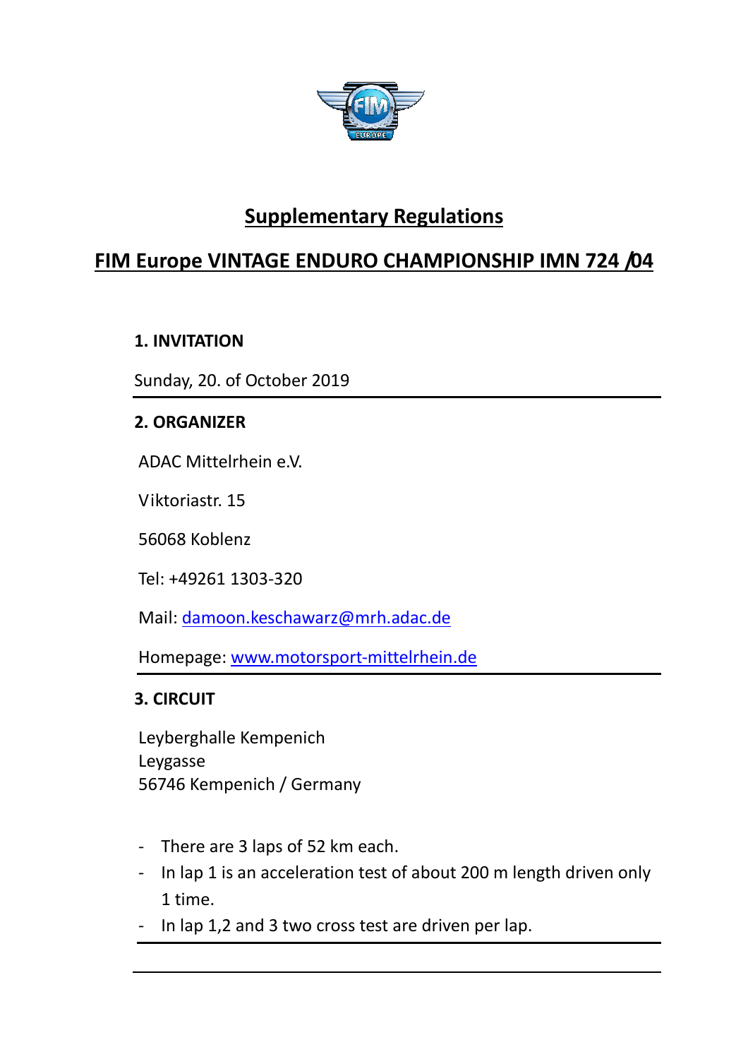# Supplementary Regulations

## FIM Europe VINTAGE ENDURO CHAMPIONSHIP IMN 724 /04

### 1. INVITATION

Sunday, 20. of October 2019

### 2. ORGANIZER

ADAC Mittelrhein e.V.

Viktoriastr. 15

56068 Koblenz

Tel: +49261 1303-320

Mail: damoon.keschawarz@mrh.adac.de

Homepage: www.motorsport-mittelrhein.de

### 3. CIRCUIT

Leyberghalle Kempenich
Leygasse
56746 Kempenich / Germany

- There are 3 laps of 52 km each.
- In lap 1 is an acceleration test of about 200 m length driven only 1 time.
- In lap 1,2 and 3 two cross test are driven per lap.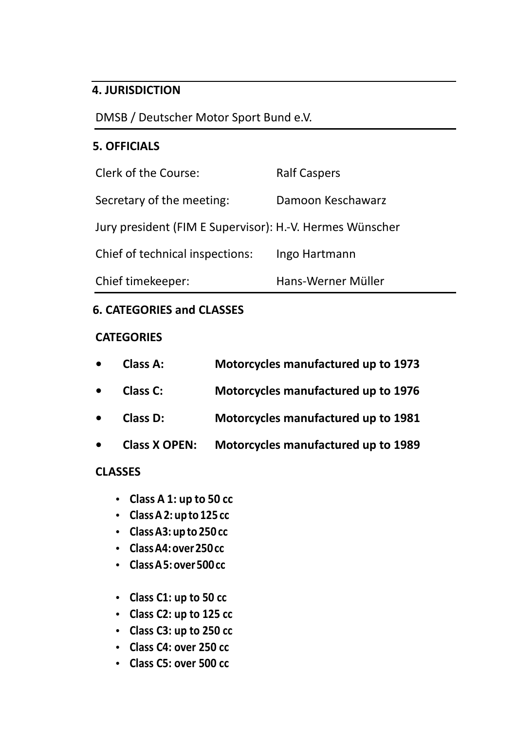## 4. JURISDICTION

DMSB / Deutscher Motor Sport Bund e.V.

## 5. OFFICIALS

| | |
|---|---|
| Clerk of the Course: | Ralf Caspers |
| Secretary of the meeting: | Damoon Keschawarz |
| Jury president (FIM E Supervisor): | H.-V. Hermes Wünscher |
| Chief of technical inspections: | Ingo Hartmann |
| Chief timekeeper: | Hans-Werner Müller |

## 6. CATEGORIES and CLASSES

### CATEGORIES

- **Class A: Motorcycles manufactured up to 1973**
- **Class C: Motorcycles manufactured up to 1976**
- **Class D: Motorcycles manufactured up to 1981**
- **Class X OPEN: Motorcycles manufactured up to 1989**

### CLASSES

- **Class A 1: up to 50 cc**
- **Class A 2: up to 125 cc**
- **Class A3: up to 250 cc**
- **Class A4: over 250 cc**
- **Class A5: over 500 cc**

- **Class C1: up to 50 cc**
- **Class C2: up to 125 cc**
- **Class C3: up to 250 cc**
- **Class C4: over 250 cc**
- **Class C5: over 500 cc**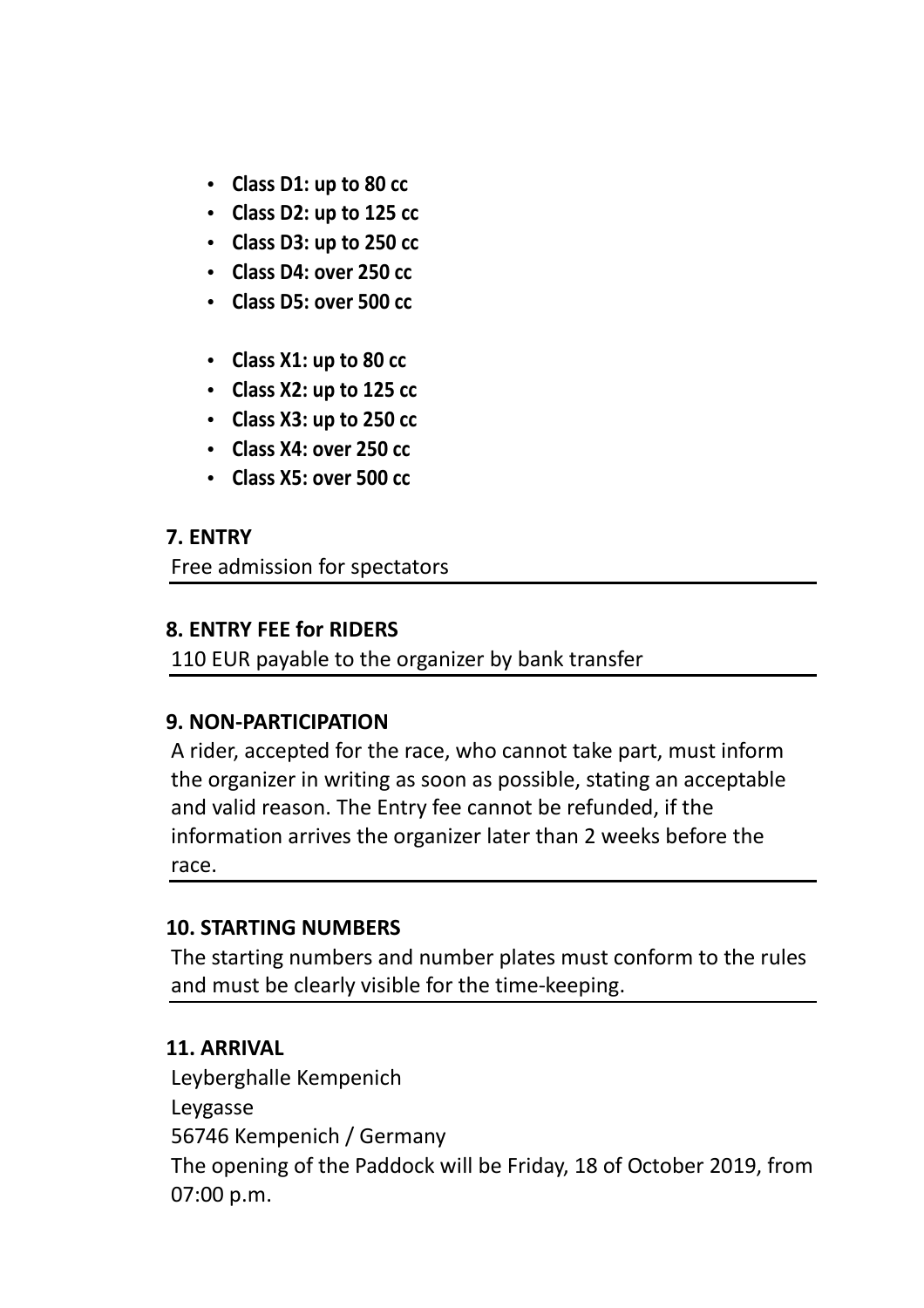- **Class D1: up to 80 cc**
- **Class D2: up to 125 cc**
- **Class D3: up to 250 cc**
- **Class D4: over 250 cc**
- **Class D5: over 500 cc**

- **Class X1: up to 80 cc**
- **Class X2: up to 125 cc**
- **Class X3: up to 250 cc**
- **Class X4: over 250 cc**
- **Class X5: over 500 cc**

## 7. ENTRY

Free admission for spectators

## 8. ENTRY FEE for RIDERS

110 EUR payable to the organizer by bank transfer

## 9. NON-PARTICIPATION

A rider, accepted for the race, who cannot take part, must inform the organizer in writing as soon as possible, stating an acceptable and valid reason. The Entry fee cannot be refunded, if the information arrives the organizer later than 2 weeks before the race.

## 10. STARTING NUMBERS

The starting numbers and number plates must conform to the rules and must be clearly visible for the time-keeping.

## 11. ARRIVAL

Leyberghalle Kempenich
Leygasse
56746 Kempenich / Germany
The opening of the Paddock will be Friday, 18 of October 2019, from 07:00 p.m.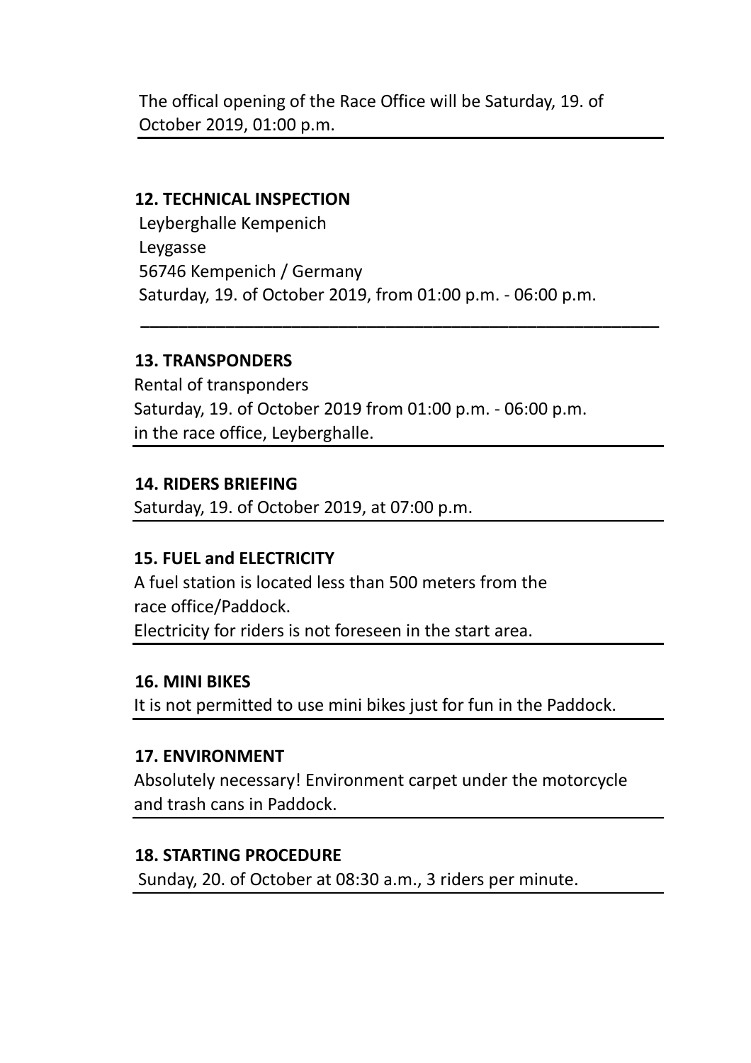The offical opening of the Race Office will be Saturday, 19. of October 2019, 01:00 p.m.

**12. TECHNICAL INSPECTION**

Leyberghalle Kempenich
Leygasse
56746 Kempenich / Germany
Saturday, 19. of October 2019, from 01:00 p.m. - 06:00 p.m.

**13. TRANSPONDERS**

Rental of transponders
Saturday, 19. of October 2019 from 01:00 p.m. - 06:00 p.m.
in the race office, Leyberghalle.

**14. RIDERS BRIEFING**

Saturday, 19. of October 2019, at 07:00 p.m.

**15. FUEL and ELECTRICITY**

A fuel station is located less than 500 meters from the race office/Paddock.
Electricity for riders is not foreseen in the start area.

**16. MINI BIKES**

It is not permitted to use mini bikes just for fun in the Paddock.

**17. ENVIRONMENT**

Absolutely necessary! Environment carpet under the motorcycle and trash cans in Paddock.

**18. STARTING PROCEDURE**

Sunday, 20. of October at 08:30 a.m., 3 riders per minute.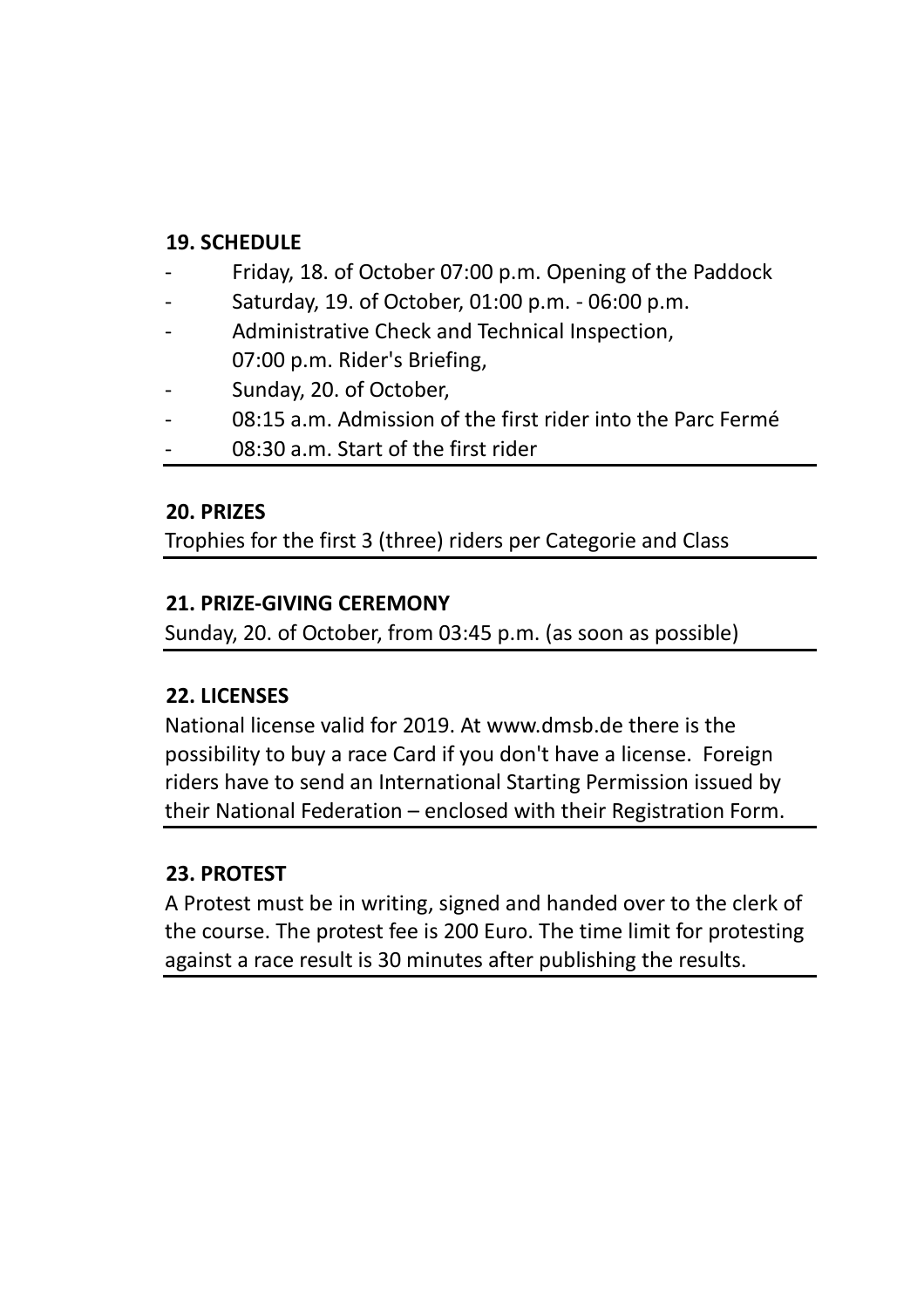**19. SCHEDULE**

- Friday, 18. of October 07:00 p.m. Opening of the Paddock
- Saturday, 19. of October, 01:00 p.m. - 06:00 p.m.
- Administrative Check and Technical Inspection,
  07:00 p.m. Rider's Briefing,
- Sunday, 20. of October,
- 08:15 a.m. Admission of the first rider into the Parc Fermé
- 08:30 a.m. Start of the first rider

**20. PRIZES**

Trophies for the first 3 (three) riders per Categorie and Class

**21. PRIZE-GIVING CEREMONY**

Sunday, 20. of October, from 03:45 p.m. (as soon as possible)

**22. LICENSES**

National license valid for 2019. At www.dmsb.de there is the possibility to buy a race Card if you don't have a license. Foreign riders have to send an International Starting Permission issued by their National Federation – enclosed with their Registration Form.

**23. PROTEST**

A Protest must be in writing, signed and handed over to the clerk of the course. The protest fee is 200 Euro. The time limit for protesting against a race result is 30 minutes after publishing the results.